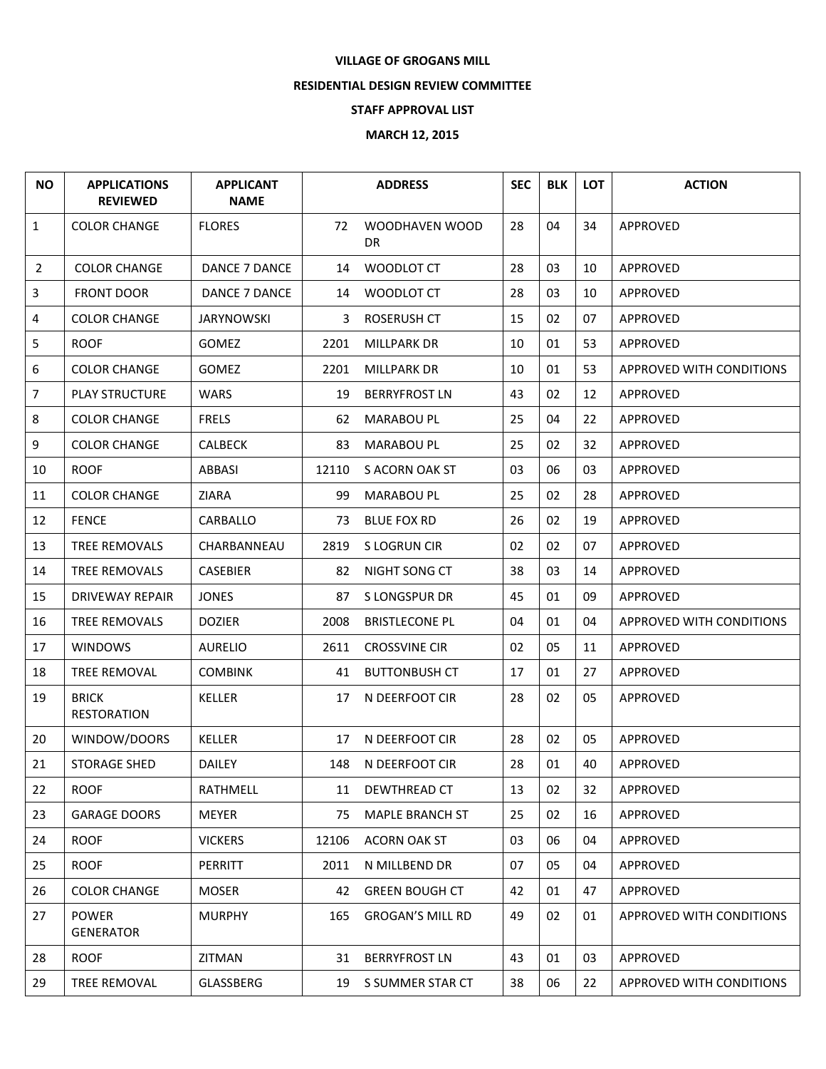# VILLAGE OF GROGANS MILL

## RESIDENTIAL DESIGN REVIEW COMMITTEE

## STAFF APPROVAL LIST

## MARCH 12, 2015

| NO | APPLICATIONS REVIEWED | APPLICANT NAME | ADDRESS | | SEC | BLK | LOT | ACTION |
|---|---|---|---|---|---|---|---|---|
| 1 | COLOR CHANGE | FLORES | 72 | WOODHAVEN WOOD DR | 28 | 04 | 34 | APPROVED |
| 2 | COLOR CHANGE | DANCE 7 DANCE | 14 | WOODLOT CT | 28 | 03 | 10 | APPROVED |
| 3 | FRONT DOOR | DANCE 7 DANCE | 14 | WOODLOT CT | 28 | 03 | 10 | APPROVED |
| 4 | COLOR CHANGE | JARYNOWSKI | 3 | ROSERUSH CT | 15 | 02 | 07 | APPROVED |
| 5 | ROOF | GOMEZ | 2201 | MILLPARK DR | 10 | 01 | 53 | APPROVED |
| 6 | COLOR CHANGE | GOMEZ | 2201 | MILLPARK DR | 10 | 01 | 53 | APPROVED WITH CONDITIONS |
| 7 | PLAY STRUCTURE | WARS | 19 | BERRYFROST LN | 43 | 02 | 12 | APPROVED |
| 8 | COLOR CHANGE | FRELS | 62 | MARABOU PL | 25 | 04 | 22 | APPROVED |
| 9 | COLOR CHANGE | CALBECK | 83 | MARABOU PL | 25 | 02 | 32 | APPROVED |
| 10 | ROOF | ABBASI | 12110 | S ACORN OAK ST | 03 | 06 | 03 | APPROVED |
| 11 | COLOR CHANGE | ZIARA | 99 | MARABOU PL | 25 | 02 | 28 | APPROVED |
| 12 | FENCE | CARBALLO | 73 | BLUE FOX RD | 26 | 02 | 19 | APPROVED |
| 13 | TREE REMOVALS | CHARBANNEAU | 2819 | S LOGRUN CIR | 02 | 02 | 07 | APPROVED |
| 14 | TREE REMOVALS | CASEBIER | 82 | NIGHT SONG CT | 38 | 03 | 14 | APPROVED |
| 15 | DRIVEWAY REPAIR | JONES | 87 | S LONGSPUR DR | 45 | 01 | 09 | APPROVED |
| 16 | TREE REMOVALS | DOZIER | 2008 | BRISTLECONE PL | 04 | 01 | 04 | APPROVED WITH CONDITIONS |
| 17 | WINDOWS | AURELIO | 2611 | CROSSVINE CIR | 02 | 05 | 11 | APPROVED |
| 18 | TREE REMOVAL | COMBINK | 41 | BUTTONBUSH CT | 17 | 01 | 27 | APPROVED |
| 19 | BRICK RESTORATION | KELLER | 17 | N DEERFOOT CIR | 28 | 02 | 05 | APPROVED |
| 20 | WINDOW/DOORS | KELLER | 17 | N DEERFOOT CIR | 28 | 02 | 05 | APPROVED |
| 21 | STORAGE SHED | DAILEY | 148 | N DEERFOOT CIR | 28 | 01 | 40 | APPROVED |
| 22 | ROOF | RATHMELL | 11 | DEWTHREAD CT | 13 | 02 | 32 | APPROVED |
| 23 | GARAGE DOORS | MEYER | 75 | MAPLE BRANCH ST | 25 | 02 | 16 | APPROVED |
| 24 | ROOF | VICKERS | 12106 | ACORN OAK ST | 03 | 06 | 04 | APPROVED |
| 25 | ROOF | PERRITT | 2011 | N MILLBEND DR | 07 | 05 | 04 | APPROVED |
| 26 | COLOR CHANGE | MOSER | 42 | GREEN BOUGH CT | 42 | 01 | 47 | APPROVED |
| 27 | POWER GENERATOR | MURPHY | 165 | GROGAN'S MILL RD | 49 | 02 | 01 | APPROVED WITH CONDITIONS |
| 28 | ROOF | ZITMAN | 31 | BERRYFROST LN | 43 | 01 | 03 | APPROVED |
| 29 | TREE REMOVAL | GLASSBERG | 19 | S SUMMER STAR CT | 38 | 06 | 22 | APPROVED WITH CONDITIONS |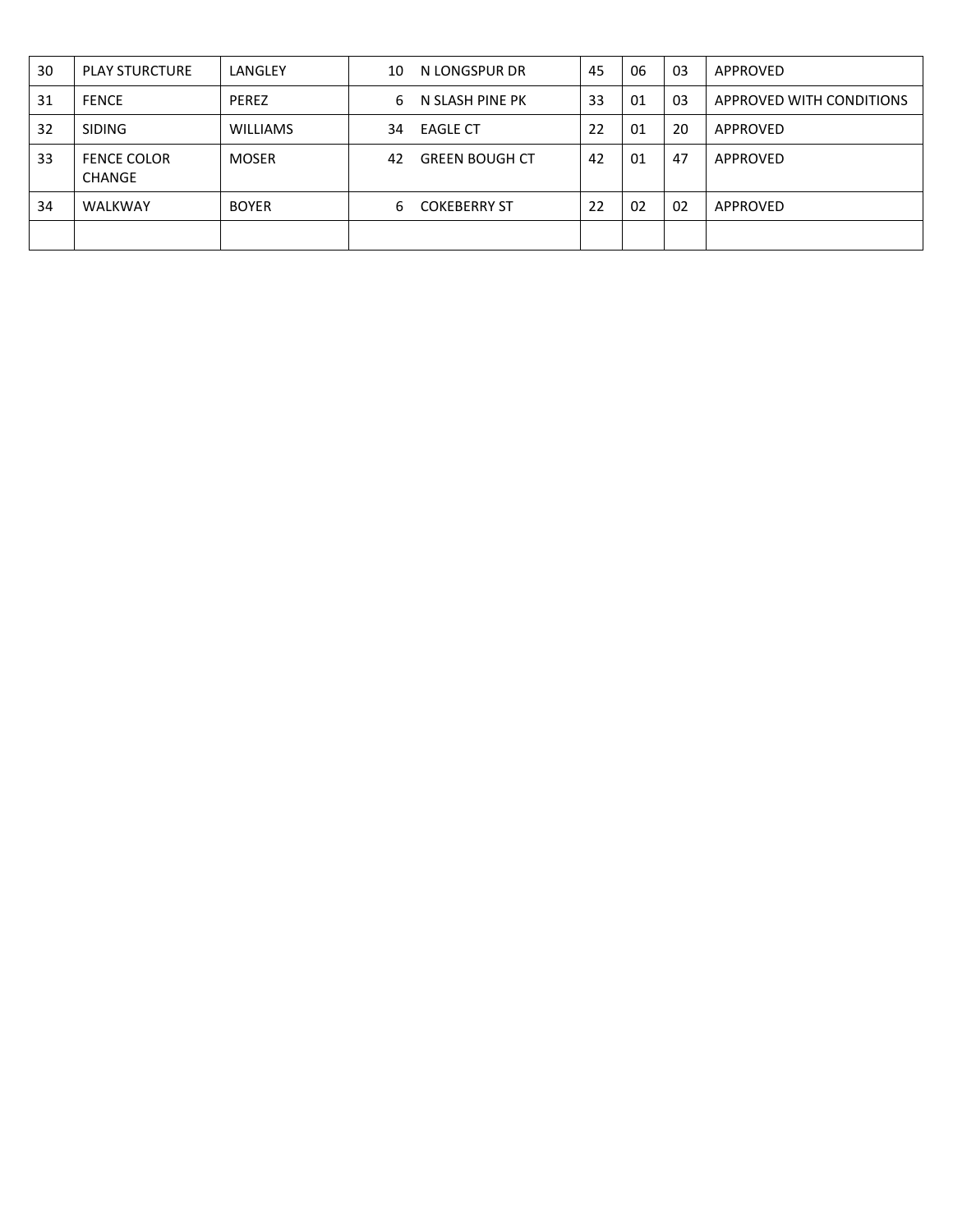| | | | | | | | |
|---|---|---|---|---|---|---|---|
| 30 | PLAY STURCTURE | LANGLEY | 10 N LONGSPUR DR | 45 | 06 | 03 | APPROVED |
| 31 | FENCE | PEREZ | 6 N SLASH PINE PK | 33 | 01 | 03 | APPROVED WITH CONDITIONS |
| 32 | SIDING | WILLIAMS | 34 EAGLE CT | 22 | 01 | 20 | APPROVED |
| 33 | FENCE COLOR CHANGE | MOSER | 42 GREEN BOUGH CT | 42 | 01 | 47 | APPROVED |
| 34 | WALKWAY | BOYER | 6 COKEBERRY ST | 22 | 02 | 02 | APPROVED |
| | | | | | | | |